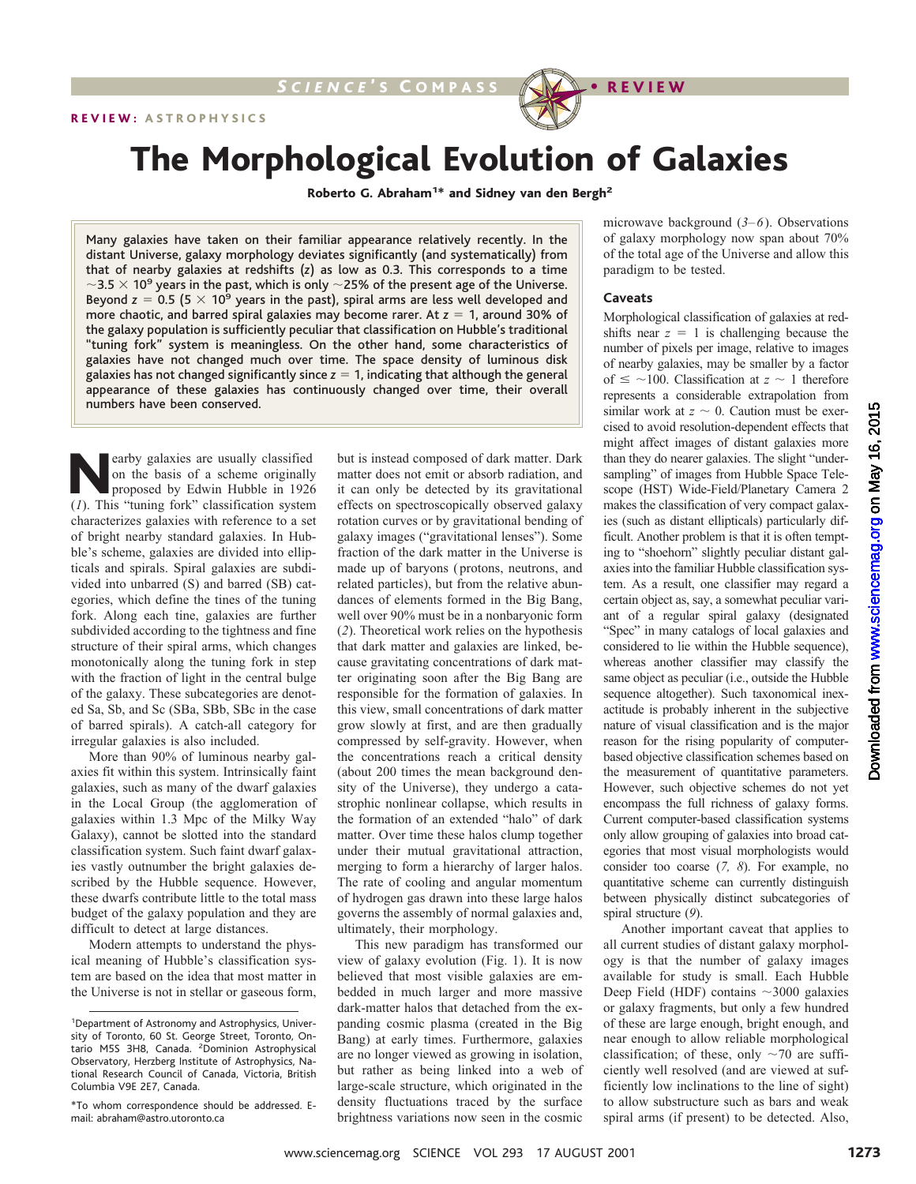REVIEW: ASTROPHYSICS

# The Morphological Evolution of Galaxies

**Roberto G. Abraham[1]* and Sidney van den Bergh[2]**

**Many galaxies have taken on their familiar appearance relatively recently. In the distant Universe, galaxy morphology deviates significantly (and systematically) from that of nearby galaxies at redshifts (z) as low as 0.3. This corresponds to a time $\sim 3.5 \times 10^9$ years in the past, which is only ~25% of the present age of the Universe. Beyond $z = 0.5$ ($5 \times 10^9$ years in the past), spiral arms are less well developed and more chaotic, and barred spiral galaxies may become rarer. At $z = 1$, around 30% of the galaxy population is sufficiently peculiar that classification on Hubble's traditional "tuning fork" system is meaningless. On the other hand, some characteristics of galaxies have not changed much over time. The space density of luminous disk galaxies has not changed significantly since $z = 1$, indicating that although the general appearance of these galaxies has continuously changed over time, their overall numbers have been conserved.**

Nearby galaxies are usually classified on the basis of a scheme originally proposed by Edwin Hubble in 1926 (*1*). This "tuning fork" classification system characterizes galaxies with reference to a set of bright nearby standard galaxies. In Hubble's scheme, galaxies are divided into ellipticals and spirals. Spiral galaxies are subdivided into unbarred (S) and barred (SB) categories, which define the tines of the tuning fork. Along each tine, galaxies are further subdivided according to the tightness and fine structure of their spiral arms, which changes monotonically along the tuning fork in step with the fraction of light in the central bulge of the galaxy. These subcategories are denoted Sa, Sb, and Sc (SBa, SBb, SBc in the case of barred spirals). A catch-all category for irregular galaxies is also included.

More than 90% of luminous nearby galaxies fit within this system. Intrinsically faint galaxies, such as many of the dwarf galaxies in the Local Group (the agglomeration of galaxies within 1.3 Mpc of the Milky Way Galaxy), cannot be slotted into the standard classification system. Such faint dwarf galaxies vastly outnumber the bright galaxies described by the Hubble sequence. However, these dwarfs contribute little to the total mass budget of the galaxy population and they are difficult to detect at large distances.

Modern attempts to understand the physical meaning of Hubble's classification system are based on the idea that most matter in the Universe is not in stellar or gaseous form, but is instead composed of dark matter. Dark matter does not emit or absorb radiation, and it can only be detected by its gravitational effects on spectroscopically observed galaxy rotation curves or by gravitational bending of galaxy images ("gravitational lenses"). Some fraction of the dark matter in the Universe is made up of baryons (protons, neutrons, and related particles), but from the relative abundances of elements formed in the Big Bang, well over 90% must be in a nonbaryonic form (*2*). Theoretical work relies on the hypothesis that dark matter and galaxies are linked, because gravitating concentrations of dark matter originating soon after the Big Bang are responsible for the formation of galaxies. In this view, small concentrations of dark matter grow slowly at first, and are then gradually compressed by self-gravity. However, when the concentrations reach a critical density (about 200 times the mean background density of the Universe), they undergo a catastrophic nonlinear collapse, which results in the formation of an extended "halo" of dark matter. Over time these halos clump together under their mutual gravitational attraction, merging to form a hierarchy of larger halos. The rate of cooling and angular momentum of hydrogen gas drawn into these large halos governs the assembly of normal galaxies and, ultimately, their morphology.

This new paradigm has transformed our view of galaxy evolution (Fig. 1). It is now believed that most visible galaxies are embedded in much larger and more massive dark-matter halos that detached from the expanding cosmic plasma (created in the Big Bang) at early times. Furthermore, galaxies are no longer viewed as growing in isolation, but rather as being linked into a web of large-scale structure, which originated in the density fluctuations traced by the surface brightness variations now seen in the cosmic microwave background (*3*–*6*). Observations of galaxy morphology now span about 70% of the total age of the Universe and allow this paradigm to be tested.

### Caveats

Morphological classification of galaxies at redshifts near $z = 1$ is challenging because the number of pixels per image, relative to images of nearby galaxies, may be smaller by a factor of $\leq \sim 100$. Classification at $z \sim 1$ therefore represents a considerable extrapolation from similar work at $z \sim 0$. Caution must be exercised to avoid resolution-dependent effects that might affect images of distant galaxies more than they do nearer galaxies. The slight "undersampling" of images from Hubble Space Telescope (HST) Wide-Field/Planetary Camera 2 makes the classification of very compact galaxies (such as distant ellipticals) particularly difficult. Another problem is that it is often tempting to "shoehorn" slightly peculiar distant galaxies into the familiar Hubble classification system. As a result, one classifier may regard a certain object as, say, a somewhat peculiar variant of a regular spiral galaxy (designated "Spec" in many catalogs of local galaxies and considered to lie within the Hubble sequence), whereas another classifier may classify the same object as peculiar (i.e., outside the Hubble sequence altogether). Such taxonomical inexactitude is probably inherent in the subjective nature of visual classification and is the major reason for the rising popularity of computer-based objective classification schemes based on the measurement of quantitative parameters. However, such objective schemes do not yet encompass the full richness of galaxy forms. Current computer-based classification systems only allow grouping of galaxies into broad categories that most visual morphologists would consider too coarse (*7, 8*). For example, no quantitative scheme can currently distinguish between physically distinct subcategories of spiral structure (*9*).

Another important caveat that applies to all current studies of distant galaxy morphology is that the number of galaxy images available for study is small. Each Hubble Deep Field (HDF) contains ~3000 galaxies or galaxy fragments, but only a few hundred of these are large enough, bright enough, and near enough to allow reliable morphological classification; of these, only ~70 are sufficiently well resolved (and are viewed at sufficiently low inclinations to the line of sight) to allow substructure such as bars and weak spiral arms (if present) to be detected. Also,

[1]Department of Astronomy and Astrophysics, University of Toronto, 60 St. George Street, Toronto, Ontario M5S 3H8, Canada. [2]Dominion Astrophysical Observatory, Herzberg Institute of Astrophysics, National Research Council of Canada, Victoria, British Columbia V9E 2E7, Canada.

*To whom correspondence should be addressed. E-mail: abraham@astro.utoronto.ca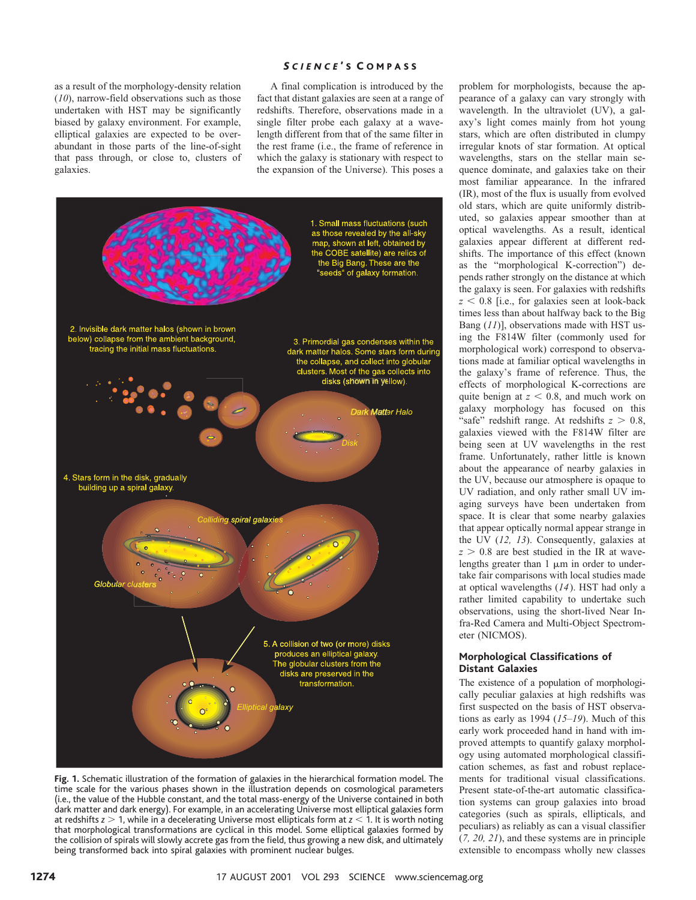as a result of the morphology-density relation (*10*), narrow-field observations such as those undertaken with HST may be significantly biased by galaxy environment. For example, elliptical galaxies are expected to be overabundant in those parts of the line-of-sight that pass through, or close to, clusters of galaxies.

A final complication is introduced by the fact that distant galaxies are seen at a range of redshifts. Therefore, observations made in a single filter probe each galaxy at a wavelength different from that of the same filter in the rest frame (i.e., the frame of reference in which the galaxy is stationary with respect to the expansion of the Universe). This poses a problem for morphologists, because the appearance of a galaxy can vary strongly with wavelength. In the ultraviolet (UV), a galaxy's light comes mainly from hot young stars, which are often distributed in clumpy irregular knots of star formation. At optical wavelengths, stars on the stellar main sequence dominate, and galaxies take on their most familiar appearance. In the infrared (IR), most of the flux is usually from evolved old stars, which are quite uniformly distributed, so galaxies appear smoother than at optical wavelengths. As a result, identical galaxies appear different at different redshifts. The importance of this effect (known as the "morphological K-correction") depends rather strongly on the distance at which the galaxy is seen. For galaxies with redshifts $z < 0.8$ [i.e., for galaxies seen at look-back times less than about halfway back to the Big Bang (*11*)], observations made with HST using the F814W filter (commonly used for morphological work) correspond to observations made at familiar optical wavelengths in the galaxy's frame of reference. Thus, the effects of morphological K-corrections are quite benign at $z < 0.8$, and much work on galaxy morphology has focused on this "safe" redshift range. At redshifts $z > 0.8$, galaxies viewed with the F814W filter are being seen at UV wavelengths in the rest frame. Unfortunately, rather little is known about the appearance of nearby galaxies in the UV, because our atmosphere is opaque to UV radiation, and only rather small UV imaging surveys have been undertaken from space. It is clear that some nearby galaxies that appear optically normal appear strange in the UV (*12, 13*). Consequently, galaxies at $z > 0.8$ are best studied in the IR at wavelengths greater than 1 μm in order to undertake fair comparisons with local studies made at optical wavelengths (*14*). HST had only a rather limited capability to undertake such observations, using the short-lived Near Infra-Red Camera and Multi-Object Spectrometer (NICMOS).

**Fig. 1.** Schematic illustration of the formation of galaxies in the hierarchical formation model. The time scale for the various phases shown in the illustration depends on cosmological parameters (i.e., the value of the Hubble constant, and the total mass-energy of the Universe contained in both dark matter and dark energy). For example, in an accelerating Universe most elliptical galaxies form at redshifts $z > 1$, while in a decelerating Universe most ellipticals form at $z < 1$. It is worth noting that morphological transformations are cyclical in this model. Some elliptical galaxies formed by the collision of spirals will slowly accrete gas from the field, thus growing a new disk, and ultimately being transformed back into spiral galaxies with prominent nuclear bulges.

### Morphological Classifications of Distant Galaxies

The existence of a population of morphologically peculiar galaxies at high redshifts was first suspected on the basis of HST observations as early as 1994 (*15–19*). Much of this early work proceeded hand in hand with improved attempts to quantify galaxy morphology using automated morphological classification schemes, as fast and robust replacements for traditional visual classifications. Present state-of-the-art automatic classification systems can group galaxies into broad categories (such as spirals, ellipticals, and peculiars) as reliably as can a visual classifier (*7, 20, 21*), and these systems are in principle extensible to encompass wholly new classes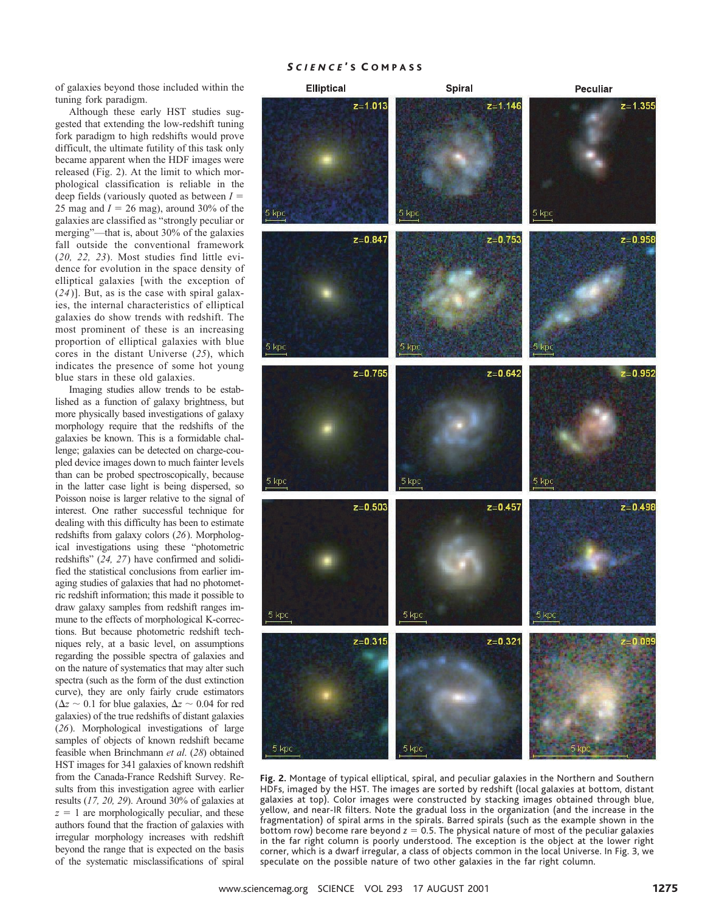of galaxies beyond those included within the tuning fork paradigm.

Although these early HST studies suggested that extending the low-redshift tuning fork paradigm to high redshifts would prove difficult, the ultimate futility of this task only became apparent when the HDF images were released (Fig. 2). At the limit to which morphological classification is reliable in the deep fields (variously quoted as between $I = 25$ mag and $I = 26$ mag), around 30% of the galaxies are classified as "strongly peculiar or merging"—that is, about 30% of the galaxies fall outside the conventional framework (*20, 22, 23*). Most studies find little evidence for evolution in the space density of elliptical galaxies [with the exception of (*24*)]. But, as is the case with spiral galaxies, the internal characteristics of elliptical galaxies do show trends with redshift. The most prominent of these is an increasing proportion of elliptical galaxies with blue cores in the distant Universe (*25*), which indicates the presence of some hot young blue stars in these old galaxies.

Imaging studies allow trends to be established as a function of galaxy brightness, but more physically based investigations of galaxy morphology require that the redshifts of the galaxies be known. This is a formidable challenge; galaxies can be detected on charge-coupled device images down to much fainter levels than can be probed spectroscopically, because in the latter case light is being dispersed, so Poisson noise is larger relative to the signal of interest. One rather successful technique for dealing with this difficulty has been to estimate redshifts from galaxy colors (*26*). Morphological investigations using these "photometric redshifts" (*24, 27*) have confirmed and solidified the statistical conclusions from earlier imaging studies of galaxies that had no photometric redshift information; this made it possible to draw galaxy samples from redshift ranges immune to the effects of morphological K-corrections. But because photometric redshift techniques rely, at a basic level, on assumptions regarding the possible spectra of galaxies and on the nature of systematics that may alter such spectra (such as the form of the dust extinction curve), they are only fairly crude estimators ($\Delta z \sim 0.1$ for blue galaxies, $\Delta z \sim 0.04$ for red galaxies) of the true redshifts of distant galaxies (*26*). Morphological investigations of large samples of objects of known redshift became feasible when Brinchmann *et al.* (*28*) obtained HST images for 341 galaxies of known redshift from the Canada-France Redshift Survey. Results from this investigation agree with earlier results (*17, 20, 29*). Around 30% of galaxies at $z = 1$ are morphologically peculiar, and these authors found that the fraction of galaxies with irregular morphology increases with redshift beyond the range that is expected on the basis of the systematic misclassifications of spiral

**Fig. 2.** Montage of typical elliptical, spiral, and peculiar galaxies in the Northern and Southern HDFs, imaged by the HST. The images are sorted by redshift (local galaxies at bottom, distant galaxies at top). Color images were constructed by stacking images obtained through blue, yellow, and near-IR filters. Note the gradual loss in the organization (and the increase in the fragmentation) of spiral arms in the spirals. Barred spirals (such as the example shown in the bottom row) become rare beyond $z = 0.5$. The physical nature of most of the peculiar galaxies in the far right column is poorly understood. The exception is the object at the lower right corner, which is a dwarf irregular, a class of objects common in the local Universe. In Fig. 3, we speculate on the possible nature of two other galaxies in the far right column.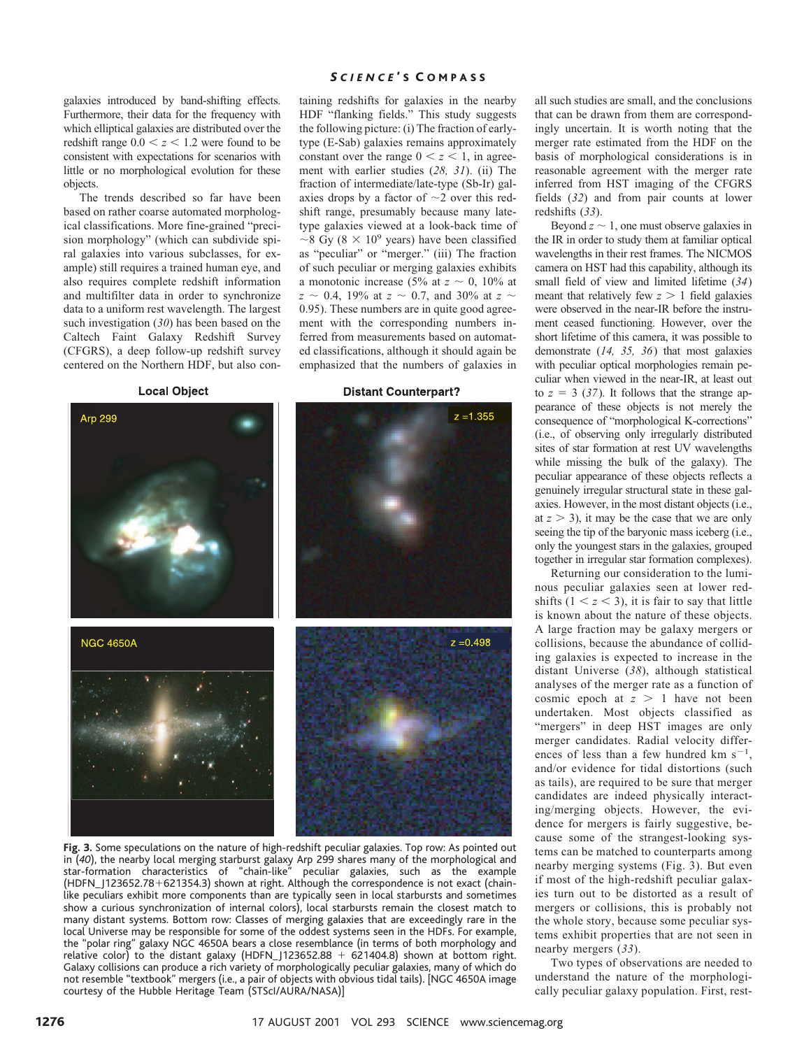galaxies introduced by band-shifting effects. Furthermore, their data for the frequency with which elliptical galaxies are distributed over the redshift range $0.0 < z < 1.2$ were found to be consistent with expectations for scenarios with little or no morphological evolution for these objects.

The trends described so far have been based on rather coarse automated morphological classifications. More fine-grained "precision morphology" (which can subdivide spiral galaxies into various subclasses, for example) still requires a trained human eye, and also requires complete redshift information and multifilter data in order to synchronize data to a uniform rest wavelength. The largest such investigation (*30*) has been based on the Caltech Faint Galaxy Redshift Survey (CFGRS), a deep follow-up redshift survey centered on the Northern HDF, but also containing redshifts for galaxies in the nearby HDF "flanking fields." This study suggests the following picture: (i) The fraction of early-type (E-Sab) galaxies remains approximately constant over the range $0 < z < 1$, in agreement with earlier studies (*28, 31*). (ii) The fraction of intermediate/late-type (Sb-Ir) galaxies drops by a factor of ~2 over this redshift range, presumably because many late-type galaxies viewed at a look-back time of ~8 Gy ($8 \times 10^9$ years) have been classified as "peculiar" or "merger." (iii) The fraction of such peculiar or merging galaxies exhibits a monotonic increase (5% at $z \sim 0$, 10% at $z \sim 0.4$, 19% at $z \sim 0.7$, and 30% at $z \sim 0.95$). These numbers are in quite good agreement with the corresponding numbers inferred from measurements based on automated classifications, although it should again be emphasized that the numbers of galaxies in all such studies are small, and the conclusions that can be drawn from them are correspondingly uncertain. It is worth noting that the merger rate estimated from the HDF on the basis of morphological considerations is in reasonable agreement with the merger rate inferred from HST imaging of the CFGRS fields (*32*) and from pair counts at lower redshifts (*33*).

Beyond $z \sim 1$, one must observe galaxies in the IR in order to study them at familiar optical wavelengths in their rest frames. The NICMOS camera on HST had this capability, although its small field of view and limited lifetime (*34*) meant that relatively few $z > 1$ field galaxies were observed in the near-IR before the instrument ceased functioning. However, over the short lifetime of this camera, it was possible to demonstrate (*14, 35, 36*) that most galaxies with peculiar optical morphologies remain peculiar when viewed in the near-IR, at least out to $z = 3$ (*37*). It follows that the strange appearance of these objects is not merely the consequence of "morphological K-corrections" (i.e., of observing only irregularly distributed sites of star formation at rest UV wavelengths while missing the bulk of the galaxy). The peculiar appearance of these objects reflects a genuinely irregular structural state in these galaxies. However, in the most distant objects (i.e., at $z > 3$), it may be the case that we are only seeing the tip of the baryonic mass iceberg (i.e., only the youngest stars in the galaxies, grouped together in irregular star formation complexes).

Returning our consideration to the luminous peculiar galaxies seen at lower redshifts ($1 < z < 3$), it is fair to say that little is known about the nature of these objects. A large fraction may be galaxy mergers or collisions, because the abundance of colliding galaxies is expected to increase in the distant Universe (*38*), although statistical analyses of the merger rate as a function of cosmic epoch at $z > 1$ have not been undertaken. Most objects classified as "mergers" in deep HST images are only merger candidates. Radial velocity differences of less than a few hundred km $s^{-1}$, and/or evidence for tidal distortions (such as tails), are required to be sure that merger candidates are indeed physically interacting/merging objects. However, the evidence for mergers is fairly suggestive, because some of the strangest-looking systems can be matched to counterparts among nearby merging systems (Fig. 3). But even if most of the high-redshift peculiar galaxies turn out to be distorted as a result of mergers or collisions, this is probably not the whole story, because some peculiar systems exhibit properties that are not seen in nearby mergers (*33*).

Two types of observations are needed to understand the nature of the morphologically peculiar galaxy population. First, rest-

**Fig. 3.** Some speculations on the nature of high-redshift peculiar galaxies. Top row: As pointed out in (*40*), the nearby local merging starburst galaxy Arp 299 shares many of the morphological and star-formation characteristics of "chain-like" peculiar galaxies, such as the example (HDFN_J123652.78+621354.3) shown at right. Although the correspondence is not exact (chain-like peculiars exhibit more components than are typically seen in local starbursts and sometimes show a curious synchronization of internal colors), local starbursts remain the closest match to many distant systems. Bottom row: Classes of merging galaxies that are exceedingly rare in the local Universe may be responsible for some of the oddest systems seen in the HDFs. For example, the "polar ring" galaxy NGC 4650A bears a close resemblance (in terms of both morphology and relative color) to the distant galaxy (HDFN_J123652.88 + 621404.8) shown at bottom right. Galaxy collisions can produce a rich variety of morphologically peculiar galaxies, many of which do not resemble "textbook" mergers (i.e., a pair of objects with obvious tidal tails). [NGC 4650A image courtesy of the Hubble Heritage Team (STScI/AURA/NASA)]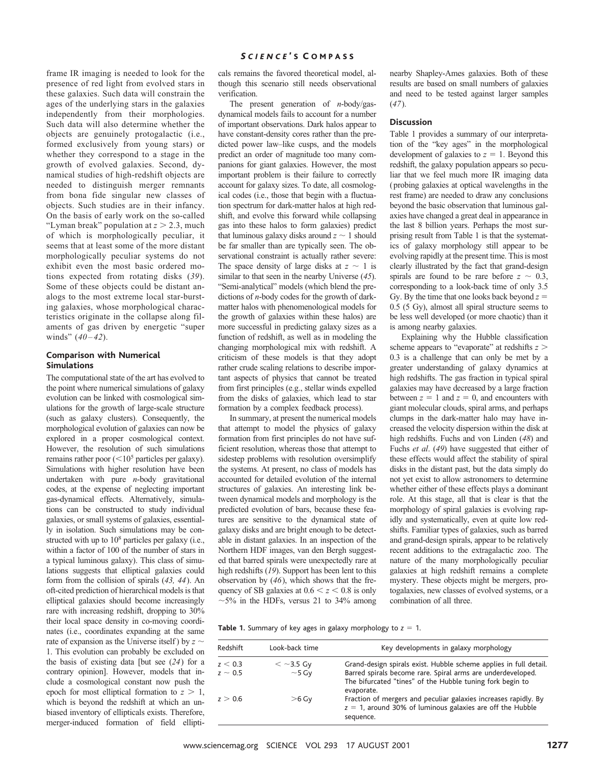frame IR imaging is needed to look for the presence of red light from evolved stars in these galaxies. Such data will constrain the ages of the underlying stars in the galaxies independently from their morphologies. Such data will also determine whether the objects are genuinely protogalactic (i.e., formed exclusively from young stars) or whether they correspond to a stage in the growth of evolved galaxies. Second, dynamical studies of high-redshift objects are needed to distinguish merger remnants from bona fide singular new classes of objects. Such studies are in their infancy. On the basis of early work on the so-called "Lyman break" population at $z > 2.3$, much of which is morphologically peculiar, it seems that at least some of the more distant morphologically peculiar systems do not exhibit even the most basic ordered motions expected from rotating disks (*39*). Some of these objects could be distant analogs to the most extreme local star-bursting galaxies, whose morphological characteristics originate in the collapse along filaments of gas driven by energetic "super winds" (*40–42*).

### Comparison with Numerical Simulations

The computational state of the art has evolved to the point where numerical simulations of galaxy evolution can be linked with cosmological simulations for the growth of large-scale structure (such as galaxy clusters). Consequently, the morphological evolution of galaxies can now be explored in a proper cosmological context. However, the resolution of such simulations remains rather poor ($<10^5$ particles per galaxy). Simulations with higher resolution have been undertaken with pure *n*-body gravitational codes, at the expense of neglecting important gas-dynamical effects. Alternatively, simulations can be constructed to study individual galaxies, or small systems of galaxies, essentially in isolation. Such simulations may be constructed with up to $10^8$ particles per galaxy (i.e., within a factor of 100 of the number of stars in a typical luminous galaxy). This class of simulations suggests that elliptical galaxies could form from the collision of spirals (*43, 44*). An oft-cited prediction of hierarchical models is that elliptical galaxies should become increasingly rare with increasing redshift, dropping to 30% their local space density in co-moving coordinates (i.e., coordinates expanding at the same rate of expansion as the Universe itself) by $z \sim 1$. This evolution can probably be excluded on the basis of existing data [but see (*24*) for a contrary opinion]. However, models that include a cosmological constant now push the epoch for most elliptical formation to $z > 1$, which is beyond the redshift at which an unbiased inventory of ellipticals exists. Therefore, merger-induced formation of field ellipticals remains the favored theoretical model, although this scenario still needs observational verification.

The present generation of *n*-body/gas-dynamical models fails to account for a number of important observations. Dark halos appear to have constant-density cores rather than the predicted power law–like cusps, and the models predict an order of magnitude too many companions for giant galaxies. However, the most important problem is their failure to correctly account for galaxy sizes. To date, all cosmological codes (i.e., those that begin with a fluctuation spectrum for dark-matter halos at high redshift, and evolve this forward while collapsing gas into these halos to form galaxies) predict that luminous galaxy disks around $z \sim 1$ should be far smaller than are typically seen. The observational constraint is actually rather severe: The space density of large disks at $z \sim 1$ is similar to that seen in the nearby Universe (*45*). "Semi-analytical" models (which blend the predictions of *n*-body codes for the growth of dark-matter halos with phenomenological models for the growth of galaxies within these halos) are more successful in predicting galaxy sizes as a function of redshift, as well as in modeling the changing morphological mix with redshift. A criticism of these models is that they adopt rather crude scaling relations to describe important aspects of physics that cannot be treated from first principles (e.g., stellar winds expelled from the disks of galaxies, which lead to star formation by a complex feedback process).

In summary, at present the numerical models that attempt to model the physics of galaxy formation from first principles do not have sufficient resolution, whereas those that attempt to sidestep problems with resolution oversimplify the systems. At present, no class of models has accounted for detailed evolution of the internal structures of galaxies. An interesting link between dynamical models and morphology is the predicted evolution of bars, because these features are sensitive to the dynamical state of galaxy disks and are bright enough to be detectable in distant galaxies. In an inspection of the Northern HDF images, van den Bergh suggested that barred spirals were unexpectedly rare at high redshifts (*19*). Support has been lent to this observation by (*46*), which shows that the frequency of SB galaxies at $0.6 < z < 0.8$ is only ~5% in the HDFs, versus 21 to 34% among nearby Shapley-Ames galaxies. Both of these results are based on small numbers of galaxies and need to be tested against larger samples (*47*).

### Discussion

Table 1 provides a summary of our interpretation of the "key ages" in the morphological development of galaxies to $z = 1$. Beyond this redshift, the galaxy population appears so peculiar that we feel much more IR imaging data (probing galaxies at optical wavelengths in the rest frame) are needed to draw any conclusions beyond the basic observation that luminous galaxies have changed a great deal in appearance in the last 8 billion years. Perhaps the most surprising result from Table 1 is that the systematics of galaxy morphology still appear to be evolving rapidly at the present time. This is most clearly illustrated by the fact that grand-design spirals are found to be rare before $z \sim 0.3$, corresponding to a look-back time of only 3.5 Gy. By the time that one looks back beyond $z = 0.5$ (5 Gy), almost all spiral structure seems to be less well developed (or more chaotic) than it is among nearby galaxies.

Explaining why the Hubble classification scheme appears to "evaporate" at redshifts $z > 0.3$ is a challenge that can only be met by a greater understanding of galaxy dynamics at high redshifts. The gas fraction in typical spiral galaxies may have decreased by a large fraction between $z = 1$ and $z = 0$, and encounters with giant molecular clouds, spiral arms, and perhaps clumps in the dark-matter halo may have increased the velocity dispersion within the disk at high redshifts. Fuchs and von Linden (*48*) and Fuchs *et al*. (*49*) have suggested that either of these effects would affect the stability of spiral disks in the distant past, but the data simply do not yet exist to allow astronomers to determine whether either of these effects plays a dominant role. At this stage, all that is clear is that the morphology of spiral galaxies is evolving rapidly and systematically, even at quite low redshifts. Familiar types of galaxies, such as barred and grand-design spirals, appear to be relatively recent additions to the extragalactic zoo. The nature of the many morphologically peculiar galaxies at high redshift remains a complete mystery. These objects might be mergers, protogalaxies, new classes of evolved systems, or a combination of all three.

**Table 1.** Summary of key ages in galaxy morphology to $z = 1$.

| Redshift | Look-back time | Key developments in galaxy morphology |
|---|---|---|
| $z < 0.3$ | $< \sim 3.5$ Gy | Grand-design spirals exist. Hubble scheme applies in full detail. |
| $z \sim 0.5$ | $\sim 5$ Gy | Barred spirals become rare. Spiral arms are underdeveloped. The bifurcated "tines" of the Hubble tuning fork begin to evaporate. |
| $z > 0.6$ | $> 6$ Gy | Fraction of mergers and peculiar galaxies increases rapidly. By $z = 1$, around 30% of luminous galaxies are off the Hubble sequence. |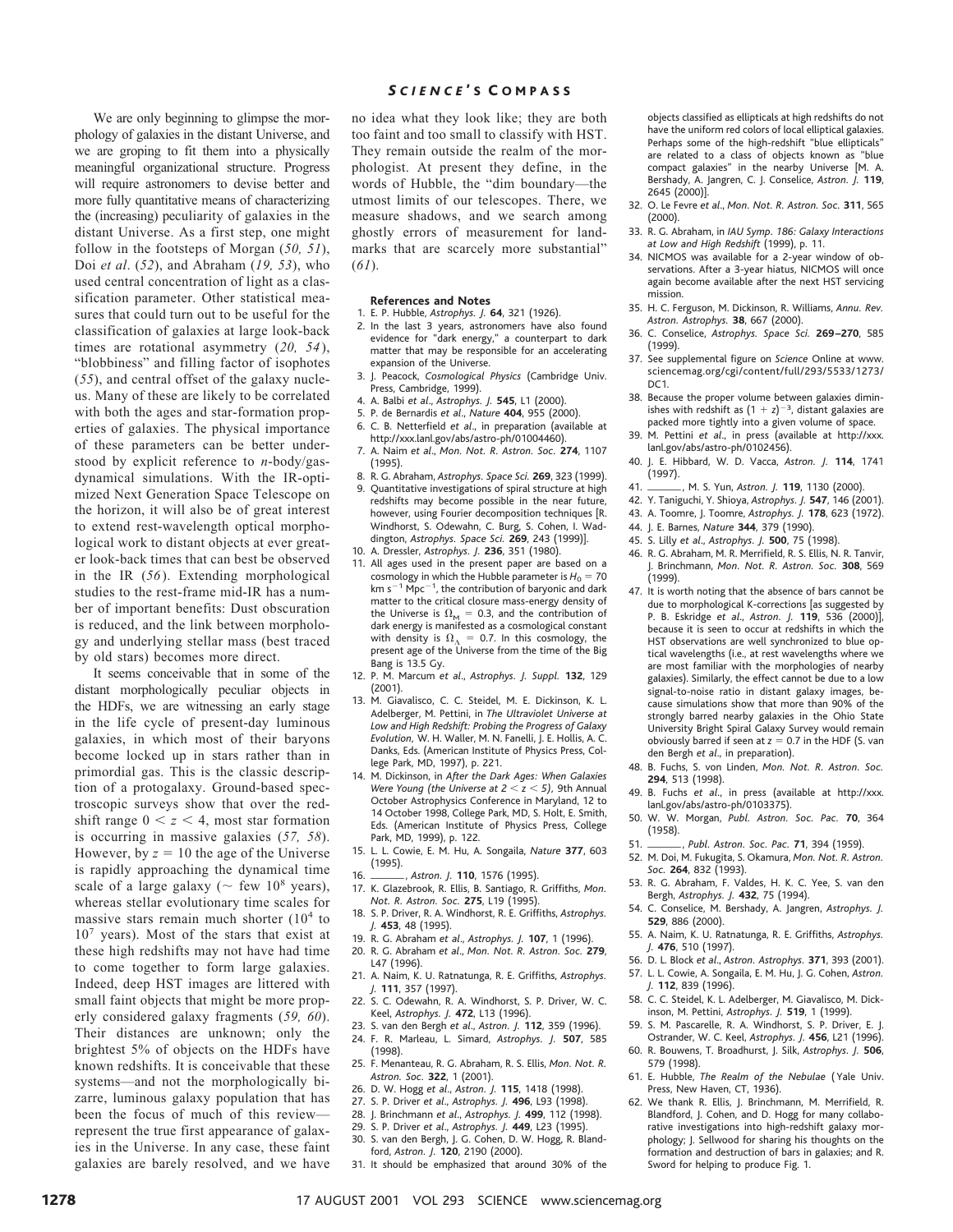We are only beginning to glimpse the morphology of galaxies in the distant Universe, and we are groping to fit them into a physically meaningful organizational structure. Progress will require astronomers to devise better and more fully quantitative means of characterizing the (increasing) peculiarity of galaxies in the distant Universe. As a first step, one might follow in the footsteps of Morgan (*50, 51*), Doi *et al*. (*52*), and Abraham (*19, 53*), who used central concentration of light as a classification parameter. Other statistical measures that could turn out to be useful for the classification of galaxies at large look-back times are rotational asymmetry (*20, 54*), "blobbiness" and filling factor of isophotes (*55*), and central offset of the galaxy nucleus. Many of these are likely to be correlated with both the ages and star-formation properties of galaxies. The physical importance of these parameters can be better understood by explicit reference to *n*-body/gas-dynamical simulations. With the IR-optimized Next Generation Space Telescope on the horizon, it will also be of great interest to extend rest-wavelength optical morphological work to distant objects at ever greater look-back times that can best be observed in the IR (*56*). Extending morphological studies to the rest-frame mid-IR has a number of important benefits: Dust obscuration is reduced, and the link between morphology and underlying stellar mass (best traced by old stars) becomes more direct.

It seems conceivable that in some of the distant morphologically peculiar objects in the HDFs, we are witnessing an early stage in the life cycle of present-day luminous galaxies, in which most of their baryons become locked up in stars rather than in primordial gas. This is the classic description of a protogalaxy. Ground-based spectroscopic surveys show that over the redshift range $0 < z < 4$, most star formation is occurring in massive galaxies (*57, 58*). However, by $z = 10$ the age of the Universe is rapidly approaching the dynamical time scale of a large galaxy ($\sim$ few $10^8$ years), whereas stellar evolutionary time scales for massive stars remain much shorter ($10^4$ to $10^7$ years). Most of the stars that exist at these high redshifts may not have had time to come together to form large galaxies. Indeed, deep HST images are littered with small faint objects that might be more properly considered galaxy fragments (*59, 60*). Their distances are unknown; only the brightest 5% of objects on the HDFs have known redshifts. It is conceivable that these systems—and not the morphologically bizarre, luminous galaxy population that has been the focus of much of this review—represent the true first appearance of galaxies in the Universe. In any case, these faint galaxies are barely resolved, and we have no idea what they look like; they are both too faint and too small to classify with HST. They remain outside the realm of the morphologist. At present they define, in the words of Hubble, the "dim boundary—the utmost limits of our telescopes. There, we measure shadows, and we search among ghostly errors of measurement for landmarks that are scarcely more substantial" (*61*).

### References and Notes

1. E. P. Hubble, *Astrophys. J.* **64**, 321 (1926).
2. In the last 3 years, astronomers have also found evidence for "dark energy," a counterpart to dark matter that may be responsible for an accelerating expansion of the Universe.
3. J. Peacock, *Cosmological Physics* (Cambridge Univ. Press, Cambridge, 1999).
4. A. Balbi *et al*., *Astrophys. J.* **545**, L1 (2000).
5. P. de Bernardis *et al*., *Nature* **404**, 955 (2000).
6. C. B. Netterfield *et al*., in preparation (available at http://xxx.lanl.gov/abs/astro-ph/01004460).
7. A. Naim *et al*., *Mon. Not. R. Astron. Soc.* **274**, 1107 (1995).
8. R. G. Abraham, *Astrophys. Space Sci.* **269**, 323 (1999).
9. Quantitative investigations of spiral structure at high redshifts may become possible in the near future, however, using Fourier decomposition techniques [R. Windhorst, S. Odewahn, C. Burg, S. Cohen, I. Waddington, *Astrophys. Space Sci.* **269**, 243 (1999)].
10. A. Dressler, *Astrophys. J.* **236**, 351 (1980).
11. All ages used in the present paper are based on a cosmology in which the Hubble parameter is $H_0 = 70$ km s$^{-1}$ Mpc$^{-1}$, the contribution of baryonic and dark matter to the critical closure mass-energy density of the Universe is $\Omega_M = 0.3$, and the contribution of dark energy is manifested as a cosmological constant with density is $\Omega_\Lambda = 0.7$. In this cosmology, the present age of the Universe from the time of the Big Bang is 13.5 Gy.
12. P. M. Marcum *et al*., *Astrophys. J. Suppl.* **132**, 129 (2001).
13. M. Giavalisco, C. C. Steidel, M. E. Dickinson, K. L. Adelberger, M. Pettini, in *The Ultraviolet Universe at Low and High Redshift: Probing the Progress of Galaxy Evolution*, W. H. Waller, M. N. Fanelli, J. E. Hollis, A. C. Danks, Eds. (American Institute of Physics Press, College Park, MD, 1997), p. 221.
14. M. Dickinson, in *After the Dark Ages: When Galaxies Were Young (the Universe at $2 < z < 5$)*, 9th Annual October Astrophysics Conference in Maryland, 12 to 14 October 1998, College Park, MD, S. Holt, E. Smith, Eds. (American Institute of Physics Press, College Park, MD, 1999), p. 122.
15. L. L. Cowie, E. M. Hu, A. Songaila, *Nature* **377**, 603 (1995).
16. ———, *Astron. J.* **110**, 1576 (1995).
17. K. Glazebrook, R. Ellis, B. Santiago, R. Griffiths, *Mon. Not. R. Astron. Soc.* **275**, L19 (1995).
18. S. P. Driver, R. A. Windhorst, R. E. Griffiths, *Astrophys. J.* **453**, 48 (1995).
19. R. G. Abraham *et al*., *Astrophys. J.* **107**, 1 (1996).
20. R. G. Abraham *et al*., *Mon. Not. R. Astron. Soc.* **279**, L47 (1996).
21. A. Naim, K. U. Ratnatunga, R. E. Griffiths, *Astrophys. J.* **111**, 357 (1997).
22. S. C. Odewahn, R. A. Windhorst, S. P. Driver, W. C. Keel, *Astrophys. J.* **472**, L13 (1996).
23. S. van den Bergh *et al*., *Astron. J.* **112**, 359 (1996).
24. F. R. Marleau, L. Simard, *Astrophys. J.* **507**, 585 (1998).
25. F. Menanteau, R. G. Abraham, R. S. Ellis, *Mon. Not. R. Astron. Soc.* **322**, 1 (2001).
26. D. W. Hogg *et al*., *Astron. J.* **115**, 1418 (1998).
27. S. P. Driver *et al*., *Astrophys. J.* **496**, L93 (1998).
28. J. Brinchmann *et al*., *Astrophys. J.* **499**, 112 (1998).
29. S. P. Driver *et al*., *Astrophys. J.* **449**, L23 (1995).
30. S. van den Bergh, J. G. Cohen, D. W. Hogg, R. Blandford, *Astron. J.* **120**, 2190 (2000).
31. It should be emphasized that around 30% of the objects classified as ellipticals at high redshifts do not have the uniform red colors of local elliptical galaxies. Perhaps some of the high-redshift "blue ellipticals" are related to a class of objects known as "blue compact galaxies" in the nearby Universe [M. A. Bershady, A. Jangren, C. J. Conselice, *Astron. J.* **119**, 2645 (2000)].
32. O. Le Fevre *et al*., *Mon. Not. R. Astron. Soc.* **311**, 565 (2000).
33. R. G. Abraham, in *IAU Symp. 186: Galaxy Interactions at Low and High Redshift* (1999), p. 11.
34. NICMOS was available for a 2-year window of observations. After a 3-year hiatus, NICMOS will once again become available after the next HST servicing mission.
35. H. C. Ferguson, M. Dickinson, R. Williams, *Annu. Rev. Astron. Astrophys.* **38**, 667 (2000).
36. C. Conselice, *Astrophys. Space Sci.* **269–270**, 585 (1999).
37. See supplemental figure on *Science* Online at www.sciencemag.org/cgi/content/full/293/5533/1273/DC1.
38. Because the proper volume between galaxies diminishes with redshift as $(1 + z)^{-3}$, distant galaxies are packed more tightly into a given volume of space.
39. M. Pettini *et al*., in press (available at http://xxx.lanl.gov/abs/astro-ph/0102456).
40. J. E. Hibbard, W. D. Vacca, *Astron. J.* **114**, 1741 (1997).
41. ———, M. S. Yun, *Astron. J.* **119**, 1130 (2000).
42. Y. Taniguchi, Y. Shioya, *Astrophys. J.* **547**, 146 (2001).
43. A. Toomre, J. Toomre, *Astrophys. J.* **178**, 623 (1972).
44. J. E. Barnes, *Nature* **344**, 379 (1990).
45. S. Lilly *et al*., *Astrophys. J.* **500**, 75 (1998).
46. R. G. Abraham, M. R. Merrifield, R. S. Ellis, N. R. Tanvir, J. Brinchmann, *Mon. Not. R. Astron. Soc.* **308**, 569 (1999).
47. It is worth noting that the absence of bars cannot be due to morphological K-corrections [as suggested by P. B. Eskridge *et al*., *Astron. J.* **119**, 536 (2000)], because it is seen to occur at redshifts in which the HST observations are well synchronized to blue optical wavelengths (i.e., at rest wavelengths where we are most familiar with the morphologies of nearby galaxies). Similarly, the effect cannot be due to a low signal-to-noise ratio in distant galaxy images, because simulations show that more than 90% of the strongly barred nearby galaxies in the Ohio State University Bright Spiral Galaxy Survey would remain obviously barred if seen at $z = 0.7$ in the HDF (S. van den Bergh *et al*., in preparation).
48. B. Fuchs, S. von Linden, *Mon. Not. R. Astron. Soc.* **294**, 513 (1998).
49. B. Fuchs *et al*., in press (available at http://xxx.lanl.gov/abs/astro-ph/0103375).
50. W. W. Morgan, *Publ. Astron. Soc. Pac.* **70**, 364 (1958).
51. ———, *Publ. Astron. Soc. Pac.* **71**, 394 (1959).
52. M. Doi, M. Fukugita, S. Okamura, *Mon. Not. R. Astron. Soc.* **264**, 832 (1993).
53. R. G. Abraham, F. Valdes, H. K. C. Yee, S. van den Bergh, *Astrophys. J.* **432**, 75 (1994).
54. C. Conselice, M. Bershady, A. Jangren, *Astrophys. J.* **529**, 886 (2000).
55. A. Naim, K. U. Ratnatunga, R. E. Griffiths, *Astrophys. J.* **476**, 510 (1997).
56. D. L. Block *et al*., *Astron. Astrophys.* **371**, 393 (2001).
57. L. L. Cowie, A. Songaila, E. M. Hu, J. G. Cohen, *Astron. J.* **112**, 839 (1996).
58. C. C. Steidel, K. L. Adelberger, M. Giavalisco, M. Dickinson, M. Pettini, *Astrophys. J.* **519**, 1 (1999).
59. S. M. Pascarelle, R. A. Windhorst, S. P. Driver, E. J. Ostrander, W. C. Keel, *Astrophys. J.* **456**, L21 (1996).
60. R. Bouwens, T. Broadhurst, J. Silk, *Astrophys. J.* **506**, 579 (1998).
61. E. Hubble, *The Realm of the Nebulae* (Yale Univ. Press, New Haven, CT, 1936).
62. We thank R. Ellis, J. Brinchmann, M. Merrifield, R. Blandford, J. Cohen, and D. Hogg for many collaborative investigations into high-redshift galaxy morphology; J. Sellwood for sharing his thoughts on the formation and destruction of bars in galaxies; and R. Sword for helping to produce Fig. 1.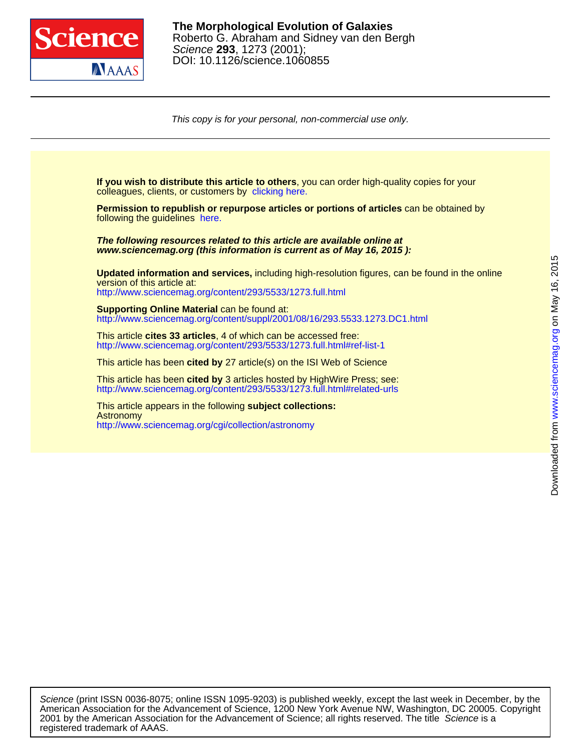**The Morphological Evolution of Galaxies**
Roberto G. Abraham and Sidney van den Bergh
*Science* **293**, 1273 (2001);
DOI: 10.1126/science.1060855

*This copy is for your personal, non-commercial use only.*

**If you wish to distribute this article to others**, you can order high-quality copies for your colleagues, clients, or customers by clicking here.

**Permission to republish or repurpose articles or portions of articles** can be obtained by following the guidelines here.

***The following resources related to this article are available online at www.sciencemag.org (this information is current as of May 16, 2015 ):***

**Updated information and services,** including high-resolution figures, can be found in the online version of this article at:
http://www.sciencemag.org/content/293/5533/1273.full.html

**Supporting Online Material** can be found at:
http://www.sciencemag.org/content/suppl/2001/08/16/293.5533.1273.DC1.html

This article **cites 33 articles**, 4 of which can be accessed free:
http://www.sciencemag.org/content/293/5533/1273.full.html#ref-list-1

This article has been **cited by** 27 article(s) on the ISI Web of Science

This article has been **cited by** 3 articles hosted by HighWire Press; see:
http://www.sciencemag.org/content/293/5533/1273.full.html#related-urls

This article appears in the following **subject collections:**
Astronomy
http://www.sciencemag.org/cgi/collection/astronomy

Downloaded from www.sciencemag.org on May 16, 2015

*Science* (print ISSN 0036-8075; online ISSN 1095-9203) is published weekly, except the last week in December, by the American Association for the Advancement of Science, 1200 New York Avenue NW, Washington, DC 20005. Copyright 2001 by the American Association for the Advancement of Science; all rights reserved. The title *Science* is a registered trademark of AAAS.